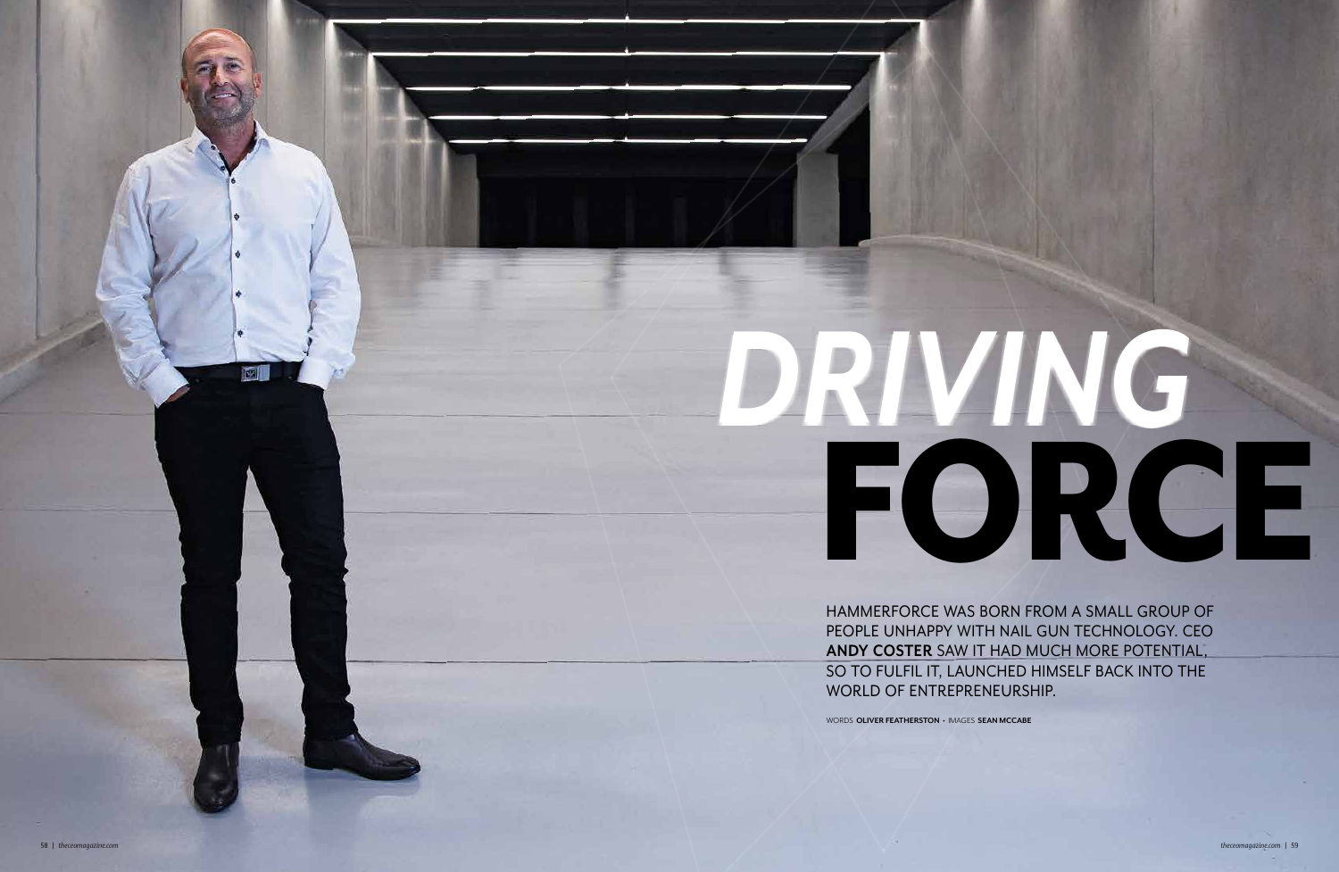# *DRIVING* FORCE

HAMMERFORCE WAS BORN FROM A SMALL GROUP OF PEOPLE UNHAPPY WITH NAIL GUN TECHNOLOGY. CEO **ANDY COSTER** SAW IT HAD MUCH MORE POTENTIAL, SO TO FULFIL IT, LAUNCHED HIMSELF BACK INTO THE WORLD OF ENTREPRENEURSHIP.

WORDS **OLIVER FEATHERSTON** • IMAGES **SEAN MCCABE**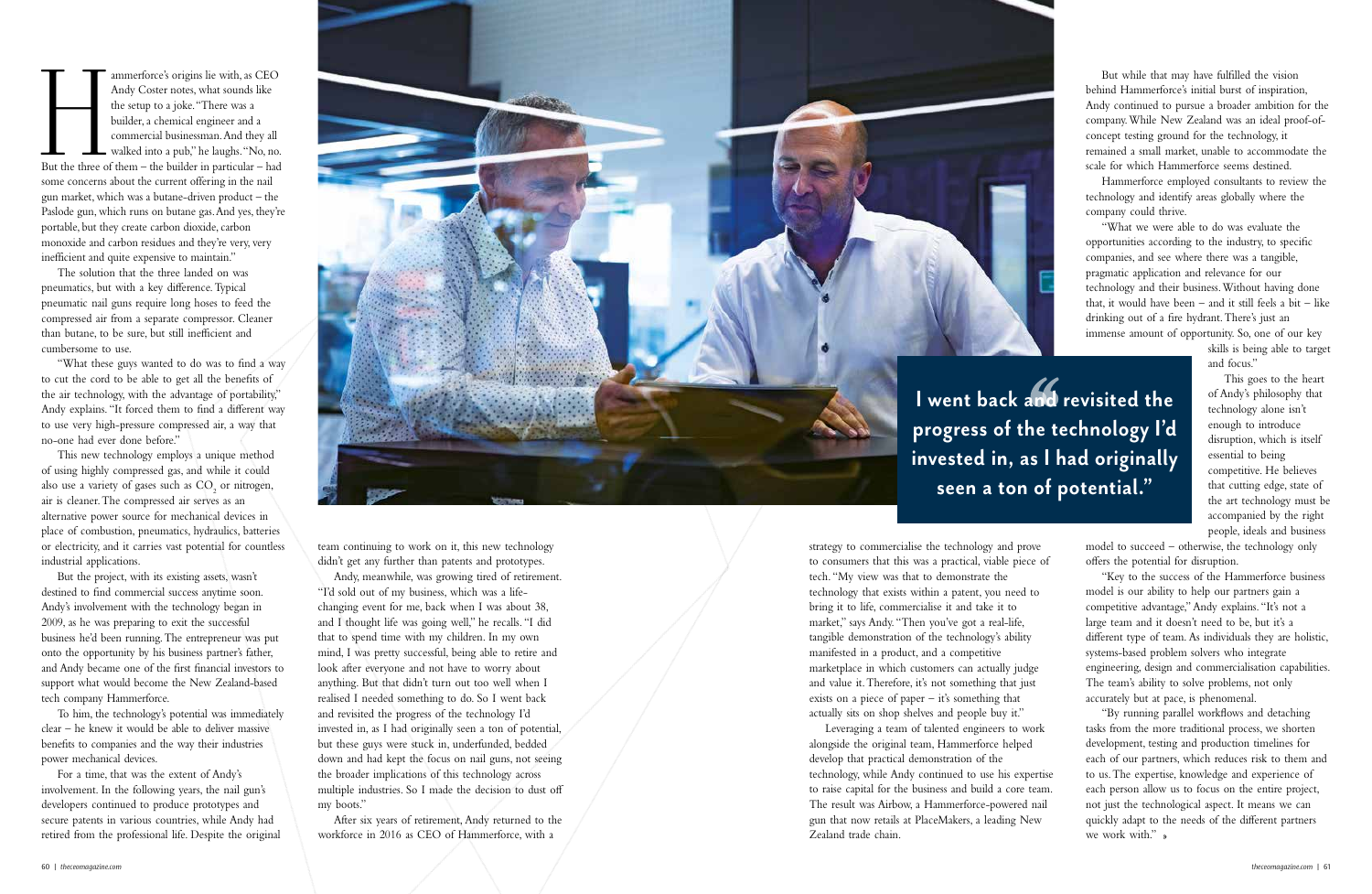Hammerforce's origins lie with, as CEO Andy Coster notes, what sounds like the setup to a joke. "There was a builder, a chemical engineer and a commercial businessman. And they all walked into a pub," he laughs. "No, no. But the three of them – the builder in particular – had some concerns about the current offering in the nail gun market, which was a butane-driven product – the Paslode gun, which runs on butane gas. And yes, they're portable, but they create carbon dioxide, carbon monoxide and carbon residues and they're very, very inefficient and quite expensive to maintain."

The solution that the three landed on was pneumatics, but with a key difference. Typical pneumatic nail guns require long hoses to feed the compressed air from a separate compressor. Cleaner than butane, to be sure, but still inefficient and cumbersome to use.

"What these guys wanted to do was to find a way to cut the cord to be able to get all the benefits of the air technology, with the advantage of portability," Andy explains. "It forced them to find a different way to use very high-pressure compressed air, a way that no-one had ever done before."

This new technology employs a unique method of using highly compressed gas, and while it could also use a variety of gases such as $CO_2$ or nitrogen, air is cleaner. The compressed air serves as an alternative power source for mechanical devices in place of combustion, pneumatics, hydraulics, batteries or electricity, and it carries vast potential for countless industrial applications.

But the project, with its existing assets, wasn't destined to find commercial success anytime soon. Andy's involvement with the technology began in 2009, as he was preparing to exit the successful business he'd been running. The entrepreneur was put onto the opportunity by his business partner's father, and Andy became one of the first financial investors to support what would become the New Zealand-based tech company Hammerforce.

To him, the technology's potential was immediately clear – he knew it would be able to deliver massive benefits to companies and the way their industries power mechanical devices.

For a time, that was the extent of Andy's involvement. In the following years, the nail gun's developers continued to produce prototypes and secure patents in various countries, while Andy had retired from the professional life. Despite the original team continuing to work on it, this new technology didn't get any further than patents and prototypes.

Andy, meanwhile, was growing tired of retirement. "I'd sold out of my business, which was a life-changing event for me, back when I was about 38, and I thought life was going well," he recalls. "I did that to spend time with my children. In my own mind, I was pretty successful, being able to retire and look after everyone and not have to worry about anything. But that didn't turn out too well when I realised I needed something to do. So I went back and revisited the progress of the technology I'd invested in, as I had originally seen a ton of potential, but these guys were stuck in, underfunded, bedded down and had kept the focus on nail guns, not seeing the broader implications of this technology across multiple industries. So I made the decision to dust off my boots."

After six years of retirement, Andy returned to the workforce in 2016 as CEO of Hammerforce, with a strategy to commercialise the technology and prove to consumers that this was a practical, viable piece of tech. "My view was that to demonstrate the technology that exists within a patent, you need to bring it to life, commercialise it and take it to market," says Andy. "Then you've got a real-life, tangible demonstration of the technology's ability manifested in a product, and a competitive marketplace in which customers can actually judge and value it. Therefore, it's not something that just exists on a piece of paper – it's something that actually sits on shop shelves and people buy it."

Leveraging a team of talented engineers to work alongside the original team, Hammerforce helped develop that practical demonstration of the technology, while Andy continued to use his expertise to raise capital for the business and build a core team. The result was Airbow, a Hammerforce-powered nail gun that now retails at PlaceMakers, a leading New Zealand trade chain.

**"I went back and revisited the progress of the technology I'd invested in, as I had originally seen a ton of potential."**

But while that may have fulfilled the vision behind Hammerforce's initial burst of inspiration, Andy continued to pursue a broader ambition for the company. While New Zealand was an ideal proof-of-concept testing ground for the technology, it remained a small market, unable to accommodate the scale for which Hammerforce seems destined.

Hammerforce employed consultants to review the technology and identify areas globally where the company could thrive.

"What we were able to do was evaluate the opportunities according to the industry, to specific companies, and see where there was a tangible, pragmatic application and relevance for our technology and their business. Without having done that, it would have been – and it still feels a bit – like drinking out of a fire hydrant. There's just an immense amount of opportunity. So, one of our key skills is being able to target and focus."

This goes to the heart of Andy's philosophy that technology alone isn't enough to introduce disruption, which is itself essential to being competitive. He believes that cutting edge, state of the art technology must be accompanied by the right people, ideals and business model to succeed – otherwise, the technology only offers the potential for disruption.

"Key to the success of the Hammerforce business model is our ability to help our partners gain a competitive advantage," Andy explains. "It's not a large team and it doesn't need to be, but it's a different type of team. As individuals they are holistic, systems-based problem solvers who integrate engineering, design and commercialisation capabilities. The team's ability to solve problems, not only accurately but at pace, is phenomenal.

"By running parallel workflows and detaching tasks from the more traditional process, we shorten development, testing and production timelines for each of our partners, which reduces risk to them and to us. The expertise, knowledge and experience of each person allow us to focus on the entire project, not just the technological aspect. It means we can quickly adapt to the needs of the different partners we work with."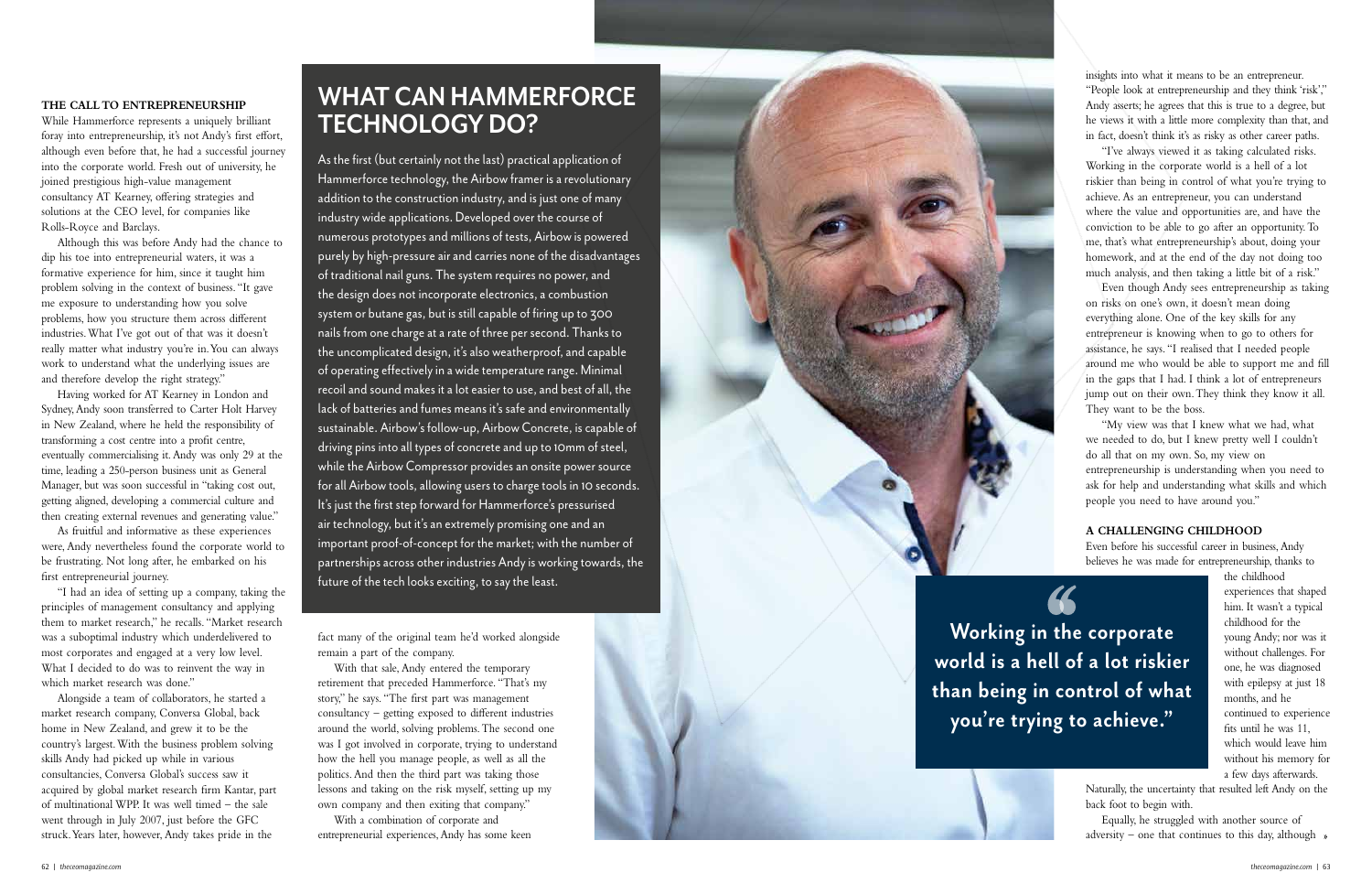### THE CALL TO ENTREPRENEURSHIP

While Hammerforce represents a uniquely brilliant foray into entrepreneurship, it's not Andy's first effort, although even before that, he had a successful journey into the corporate world. Fresh out of university, he joined prestigious high-value management consultancy AT Kearney, offering strategies and solutions at the CEO level, for companies like Rolls-Royce and Barclays.

Although this was before Andy had the chance to dip his toe into entrepreneurial waters, it was a formative experience for him, since it taught him problem solving in the context of business. "It gave me exposure to understanding how you solve problems, how you structure them across different industries. What I've got out of that was it doesn't really matter what industry you're in. You can always work to understand what the underlying issues are and therefore develop the right strategy."

Having worked for AT Kearney in London and Sydney, Andy soon transferred to Carter Holt Harvey in New Zealand, where he held the responsibility of transforming a cost centre into a profit centre, eventually commercialising it. Andy was only 29 at the time, leading a 250-person business unit as General Manager, but was soon successful in "taking cost out, getting aligned, developing a commercial culture and then creating external revenues and generating value."

As fruitful and informative as these experiences were, Andy nevertheless found the corporate world to be frustrating. Not long after, he embarked on his first entrepreneurial journey.

"I had an idea of setting up a company, taking the principles of management consultancy and applying them to market research," he recalls. "Market research was a suboptimal industry which underdelivered to most corporates and engaged at a very low level. What I decided to do was to reinvent the way in which market research was done."

Alongside a team of collaborators, he started a market research company, Conversa Global, back home in New Zealand, and grew it to be the country's largest. With the business problem solving skills Andy had picked up while in various consultancies, Conversa Global's success saw it acquired by global market research firm Kantar, part of multinational WPP. It was well timed – the sale went through in July 2007, just before the GFC struck. Years later, however, Andy takes pride in the fact many of the original team he'd worked alongside remain a part of the company.

With that sale, Andy entered the temporary retirement that preceded Hammerforce. "That's my story," he says. "The first part was management consultancy – getting exposed to different industries around the world, solving problems. The second one was I got involved in corporate, trying to understand how the hell you manage people, as well as all the politics. And then the third part was taking those lessons and taking on the risk myself, setting up my own company and then exiting that company."

With a combination of corporate and entrepreneurial experiences, Andy has some keen insights into what it means to be an entrepreneur. "People look at entrepreneurship and they think 'risk'," Andy asserts; he agrees that this is true to a degree, but he views it with a little more complexity than that, and in fact, doesn't think it's as risky as other career paths.

"I've always viewed it as taking calculated risks. Working in the corporate world is a hell of a lot riskier than being in control of what you're trying to achieve. As an entrepreneur, you can understand where the value and opportunities are, and have the conviction to be able to go after an opportunity. To me, that's what entrepreneurship's about, doing your homework, and at the end of the day not doing too much analysis, and then taking a little bit of a risk."

Even though Andy sees entrepreneurship as taking on risks on one's own, it doesn't mean doing everything alone. One of the key skills for any entrepreneur is knowing when to go to others for assistance, he says. "I realised that I needed people around me who would be able to support me and fill in the gaps that I had. I think a lot of entrepreneurs jump out on their own. They think they know it all. They want to be the boss.

"My view was that I knew what we had, what we needed to do, but I knew pretty well I couldn't do all that on my own. So, my view on entrepreneurship is understanding when you need to ask for help and understanding what skills and which people you need to have around you."

## WHAT CAN HAMMERFORCE TECHNOLOGY DO?

As the first (but certainly not the last) practical application of Hammerforce technology, the Airbow framer is a revolutionary addition to the construction industry, and is just one of many industry wide applications. Developed over the course of numerous prototypes and millions of tests, Airbow is powered purely by high-pressure air and carries none of the disadvantages of traditional nail guns. The system requires no power, and the design does not incorporate electronics, a combustion system or butane gas, but is still capable of firing up to 300 nails from one charge at a rate of three per second. Thanks to the uncomplicated design, it's also weatherproof, and capable of operating effectively in a wide temperature range. Minimal recoil and sound makes it a lot easier to use, and best of all, the lack of batteries and fumes means it's safe and environmentally sustainable. Airbow's follow-up, Airbow Concrete, is capable of driving pins into all types of concrete and up to 10mm of steel, while the Airbow Compressor provides an onsite power source for all Airbow tools, allowing users to charge tools in 10 seconds. It's just the first step forward for Hammerforce's pressurised air technology, but it's an extremely promising one and an important proof-of-concept for the market; with the number of partnerships across other industries Andy is working towards, the future of the tech looks exciting, to say the least.

> "Working in the corporate world is a hell of a lot riskier than being in control of what you're trying to achieve."

### A CHALLENGING CHILDHOOD

Even before his successful career in business, Andy believes he was made for entrepreneurship, thanks to the childhood experiences that shaped him. It wasn't a typical childhood for the young Andy; nor was it without challenges. For one, he was diagnosed with epilepsy at just 18 months, and he continued to experience fits until he was 11, which would leave him without his memory for a few days afterwards. Naturally, the uncertainty that resulted left Andy on the back foot to begin with.

Equally, he struggled with another source of adversity – one that continues to this day, although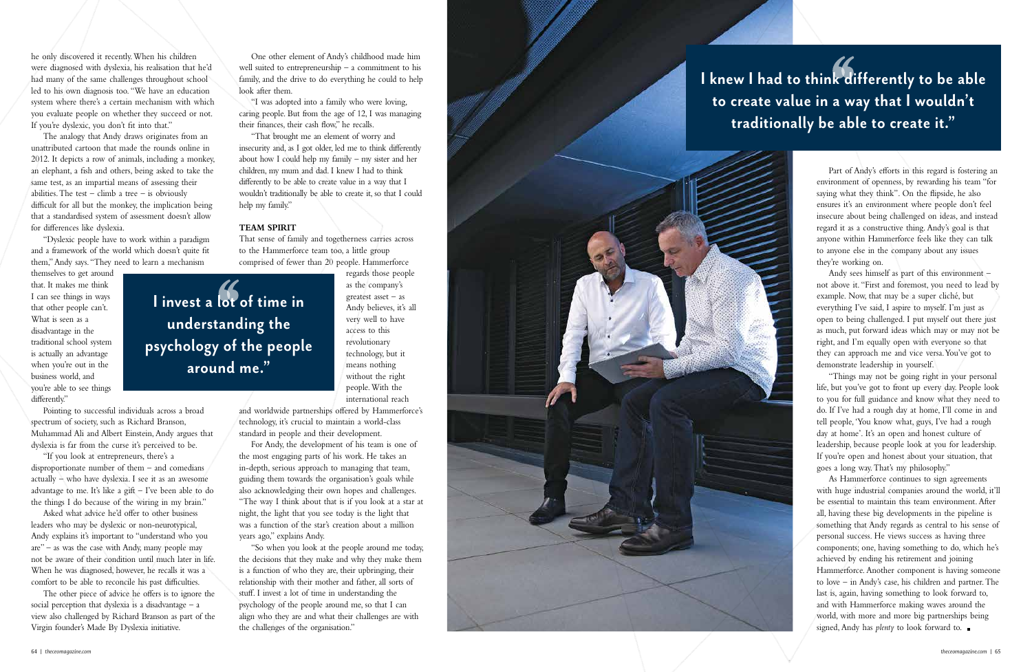he only discovered it recently. When his children were diagnosed with dyslexia, his realisation that he'd had many of the same challenges throughout school led to his own diagnosis too. "We have an education system where there's a certain mechanism with which you evaluate people on whether they succeed or not. If you're dyslexic, you don't fit into that."

The analogy that Andy draws originates from an unattributed cartoon that made the rounds online in 2012. It depicts a row of animals, including a monkey, an elephant, a fish and others, being asked to take the same test, as an impartial means of assessing their abilities. The test – climb a tree – is obviously difficult for all but the monkey, the implication being that a standardised system of assessment doesn't allow for differences like dyslexia.

"Dyslexic people have to work within a paradigm and a framework of the world which doesn't quite fit them," Andy says. "They need to learn a mechanism themselves to get around that. It makes me think I can see things in ways that other people can't. What is seen as a disadvantage in the traditional school system is actually an advantage when you're out in the business world, and you're able to see things differently."

Pointing to successful individuals across a broad spectrum of society, such as Richard Branson, Muhammad Ali and Albert Einstein, Andy argues that dyslexia is far from the curse it's perceived to be.

"If you look at entrepreneurs, there's a disproportionate number of them – and comedians actually – who have dyslexia. I see it as an awesome advantage to me. It's like a gift – I've been able to do the things I do because of the wiring in my brain."

Asked what advice he'd offer to other business leaders who may be dyslexic or non-neurotypical, Andy explains it's important to "understand who you are" – as was the case with Andy, many people may not be aware of their condition until much later in life. When he was diagnosed, however, he recalls it was a comfort to be able to reconcile his past difficulties.

The other piece of advice he offers is to ignore the social perception that dyslexia is a disadvantage – a view also challenged by Richard Branson as part of the Virgin founder's Made By Dyslexia initiative.

**"I invest a lot of time in understanding the psychology of the people around me."**

One other element of Andy's childhood made him well suited to entrepreneurship – a commitment to his family, and the drive to do everything he could to help look after them.

"I was adopted into a family who were loving, caring people. But from the age of 12, I was managing their finances, their cash flow," he recalls.

"That brought me an element of worry and insecurity and, as I got older, led me to think differently about how I could help my family – my sister and her children, my mum and dad. I knew I had to think differently to be able to create value in a way that I wouldn't traditionally be able to create it, so that I could help my family."

## TEAM SPIRIT

That sense of family and togetherness carries across to the Hammerforce team too, a little group comprised of fewer than 20 people. Hammerforce regards those people as the company's greatest asset – as Andy believes, it's all very well to have access to this revolutionary technology, but it means nothing without the right people. With the international reach and worldwide partnerships offered by Hammerforce's technology, it's crucial to maintain a world-class standard in people and their development.

For Andy, the development of his team is one of the most engaging parts of his work. He takes an in-depth, serious approach to managing that team, guiding them towards the organisation's goals while also acknowledging their own hopes and challenges. "The way I think about that is if you look at a star at night, the light that you see today is the light that was a function of the star's creation about a million years ago," explains Andy.

"So when you look at the people around me today, the decisions that they make and why they make them is a function of who they are, their upbringing, their relationship with their mother and father, all sorts of stuff. I invest a lot of time in understanding the psychology of the people around me, so that I can align who they are and what their challenges are with the challenges of the organisation."

**"I knew I had to think differently to be able to create value in a way that I wouldn't traditionally be able to create it."**

Part of Andy's efforts in this regard is fostering an environment of openness, by rewarding his team "for saying what they think". On the flipside, he also ensures it's an environment where people don't feel insecure about being challenged on ideas, and instead regard it as a constructive thing. Andy's goal is that anyone within Hammerforce feels like they can talk to anyone else in the company about any issues they're working on.

Andy sees himself as part of this environment – not above it. "First and foremost, you need to lead by example. Now, that may be a super cliché, but everything I've said, I aspire to myself. I'm just as open to being challenged. I put myself out there just as much, put forward ideas which may or may not be right, and I'm equally open with everyone so that they can approach me and vice versa. You've got to demonstrate leadership in yourself.

"Things may not be going right in your personal life, but you've got to front up every day. People look to you for full guidance and know what they need to do. If I've had a rough day at home, I'll come in and tell people, 'You know what, guys, I've had a rough day at home'. It's an open and honest culture of leadership, because people look at you for leadership. If you're open and honest about your situation, that goes a long way. That's my philosophy."

As Hammerforce continues to sign agreements with huge industrial companies around the world, it'll be essential to maintain this team environment. After all, having these big developments in the pipeline is something that Andy regards as central to his sense of personal success. He views success as having three components; one, having something to do, which he's achieved by ending his retirement and joining Hammerforce. Another component is having someone to love – in Andy's case, his children and partner. The last is, again, having something to look forward to, and with Hammerforce making waves around the world, with more and more big partnerships being signed, Andy has *plenty* to look forward to. ■